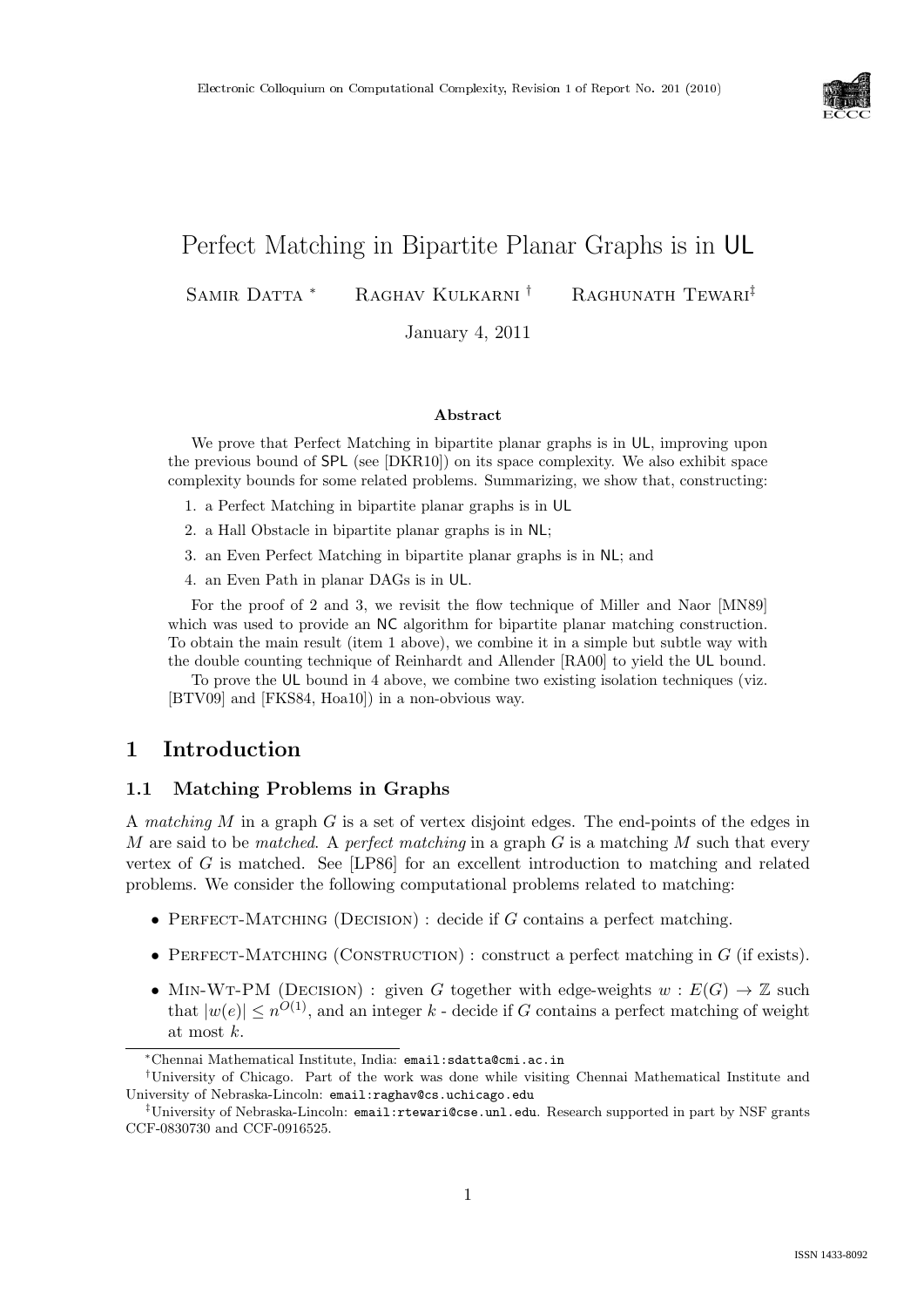# Perfect Matching in Bipartite Planar Graphs is in UL

Samir Datta [*] Raghav Kulkarni [†] Raghunath Tewari [‡]

January 4, 2011

### Abstract

We prove that Perfect Matching in bipartite planar graphs is in UL, improving upon the previous bound of SPL (see [DKR10]) on its space complexity. We also exhibit space complexity bounds for some related problems. Summarizing, we show that, constructing:

1. a Perfect Matching in bipartite planar graphs is in UL
2. a Hall Obstacle in bipartite planar graphs is in NL;
3. an Even Perfect Matching in bipartite planar graphs is in NL; and
4. an Even Path in planar DAGs is in UL.

For the proof of 2 and 3, we revisit the flow technique of Miller and Naor [MN89] which was used to provide an NC algorithm for bipartite planar matching construction. To obtain the main result (item 1 above), we combine it in a simple but subtle way with the double counting technique of Reinhardt and Allender [RA00] to yield the UL bound.

To prove the UL bound in 4 above, we combine two existing isolation techniques (viz. [BTV09] and [FKS84, Hoa10]) in a non-obvious way.

## 1 Introduction

### 1.1 Matching Problems in Graphs

A *matching* $M$ in a graph $G$ is a set of vertex disjoint edges. The end-points of the edges in $M$ are said to be *matched*. A *perfect matching* in a graph $G$ is a matching $M$ such that every vertex of $G$ is matched. See [LP86] for an excellent introduction to matching and related problems. We consider the following computational problems related to matching:

- Perfect-Matching (Decision) : decide if $G$ contains a perfect matching.
- Perfect-Matching (Construction) : construct a perfect matching in $G$ (if exists).
- Min-Wt-PM (Decision) : given $G$ together with edge-weights $w : E(G) \to \mathbb{Z}$ such that $|w(e)| \leq n^{O(1)}$, and an integer $k$ - decide if $G$ contains a perfect matching of weight at most $k$.

---

[*] Chennai Mathematical Institute, India: email:sdatta@cmi.ac.in

[†] University of Chicago. Part of the work was done while visiting Chennai Mathematical Institute and University of Nebraska-Lincoln: email:raghav@cs.uchicago.edu

[‡] University of Nebraska-Lincoln: email:rtewari@cse.unl.edu. Research supported in part by NSF grants CCF-0830730 and CCF-0916525.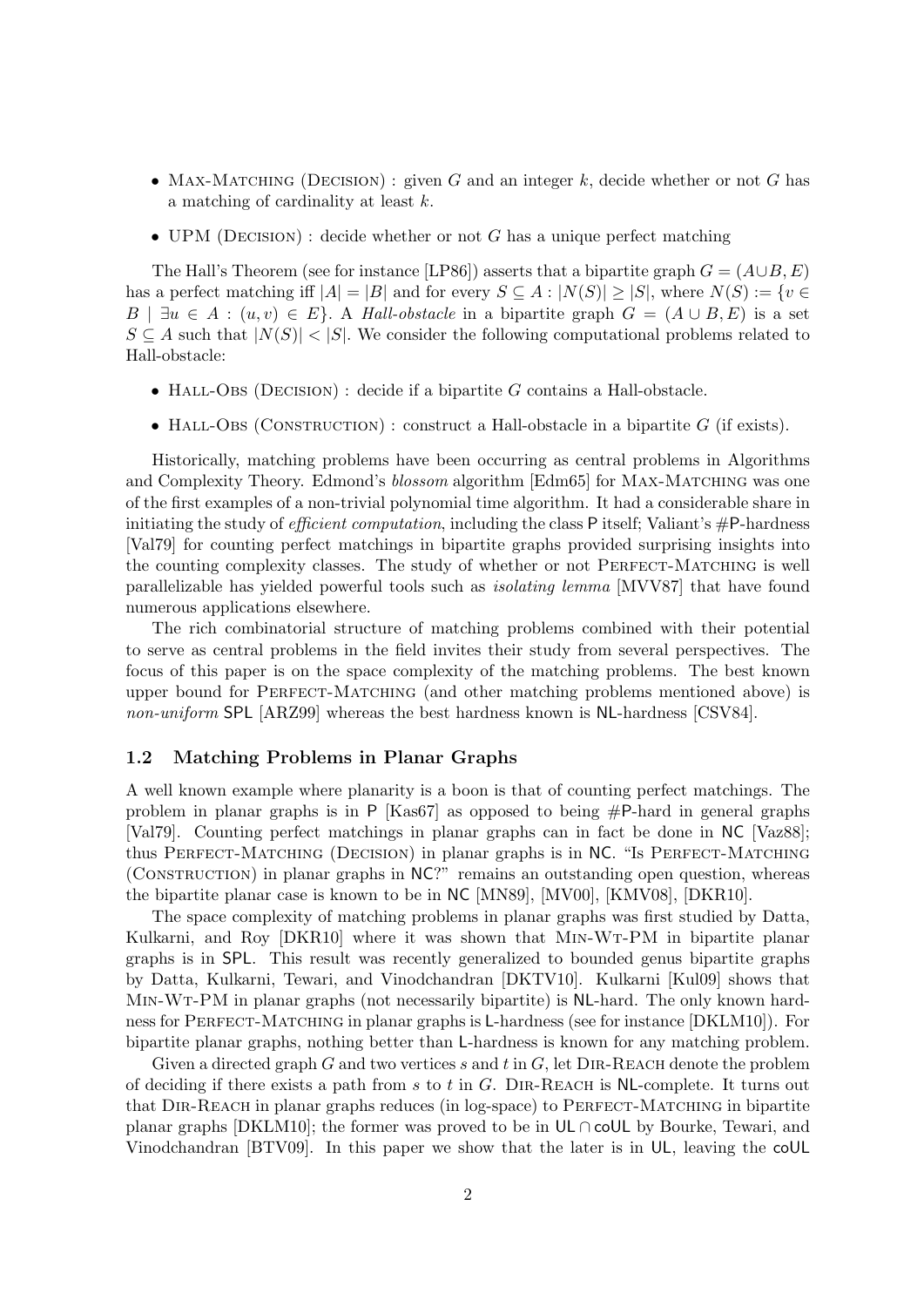- Max-Matching (Decision) : given $G$ and an integer $k$, decide whether or not $G$ has a matching of cardinality at least $k$.
- UPM (Decision) : decide whether or not $G$ has a unique perfect matching

The Hall's Theorem (see for instance [LP86]) asserts that a bipartite graph $G = (A \cup B, E)$ has a perfect matching iff $|A| = |B|$ and for every $S \subseteq A : |N(S)| \geq |S|$, where $N(S) := \{v \in B \mid \exists u \in A : (u, v) \in E\}$. A *Hall-obstacle* in a bipartite graph $G = (A \cup B, E)$ is a set $S \subseteq A$ such that $|N(S)| < |S|$. We consider the following computational problems related to Hall-obstacle:

- Hall-Obs (Decision) : decide if a bipartite $G$ contains a Hall-obstacle.
- Hall-Obs (Construction) : construct a Hall-obstacle in a bipartite $G$ (if exists).

Historically, matching problems have been occurring as central problems in Algorithms and Complexity Theory. Edmond's *blossom* algorithm [Edm65] for Max-Matching was one of the first examples of a non-trivial polynomial time algorithm. It had a considerable share in initiating the study of *efficient computation*, including the class P itself; Valiant's #P-hardness [Val79] for counting perfect matchings in bipartite graphs provided surprising insights into the counting complexity classes. The study of whether or not Perfect-Matching is well parallelizable has yielded powerful tools such as *isolating lemma* [MVV87] that have found numerous applications elsewhere.

The rich combinatorial structure of matching problems combined with their potential to serve as central problems in the field invites their study from several perspectives. The focus of this paper is on the space complexity of the matching problems. The best known upper bound for Perfect-Matching (and other matching problems mentioned above) is *non-uniform* SPL [ARZ99] whereas the best hardness known is NL-hardness [CSV84].

### 1.2 Matching Problems in Planar Graphs

A well known example where planarity is a boon is that of counting perfect matchings. The problem in planar graphs is in P [Kas67] as opposed to being #P-hard in general graphs [Val79]. Counting perfect matchings in planar graphs can in fact be done in NC [Vaz88]; thus Perfect-Matching (Decision) in planar graphs is in NC. "Is Perfect-Matching (Construction) in planar graphs in NC?" remains an outstanding open question, whereas the bipartite planar case is known to be in NC [MN89], [MV00], [KMV08], [DKR10].

The space complexity of matching problems in planar graphs was first studied by Datta, Kulkarni, and Roy [DKR10] where it was shown that Min-Wt-PM in bipartite planar graphs is in SPL. This result was recently generalized to bounded genus bipartite graphs by Datta, Kulkarni, Tewari, and Vinodchandran [DKTV10]. Kulkarni [Kul09] shows that Min-Wt-PM in planar graphs (not necessarily bipartite) is NL-hard. The only known hardness for Perfect-Matching in planar graphs is L-hardness (see for instance [DKLM10]). For bipartite planar graphs, nothing better than L-hardness is known for any matching problem.

Given a directed graph $G$ and two vertices $s$ and $t$ in $G$, let Dir-Reach denote the problem of deciding if there exists a path from $s$ to $t$ in $G$. Dir-Reach is NL-complete. It turns out that Dir-Reach in planar graphs reduces (in log-space) to Perfect-Matching in bipartite planar graphs [DKLM10]; the former was proved to be in UL $\cap$ coUL by Bourke, Tewari, and Vinodchandran [BTV09]. In this paper we show that the later is in UL, leaving the coUL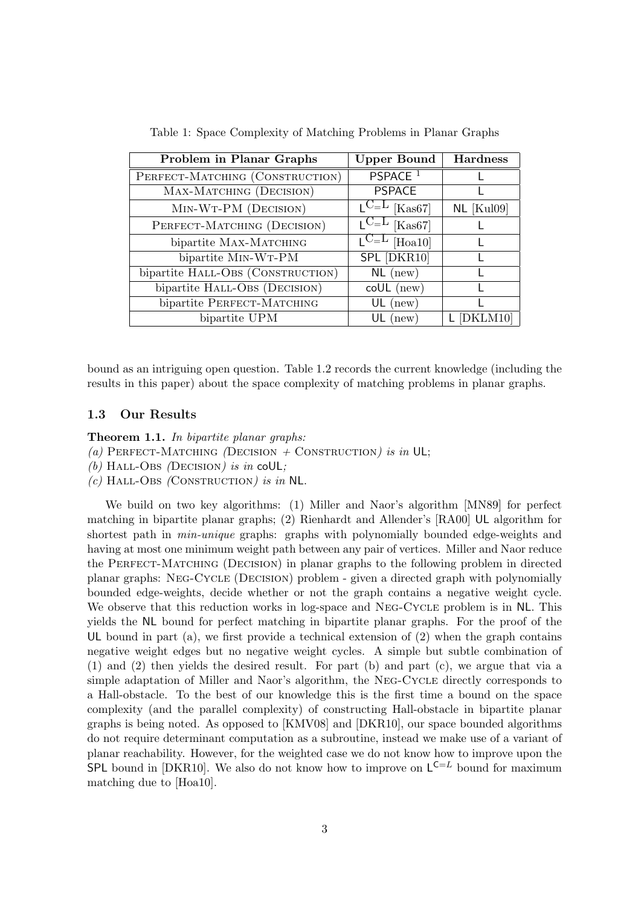Table 1: Space Complexity of Matching Problems in Planar Graphs

| Problem in Planar Graphs | Upper Bound | Hardness |
|---|---|---|
| PERFECT-MATCHING (CONSTRUCTION) | PSPACE [1] | L |
| MAX-MATCHING (DECISION) | PSPACE | L |
| MIN-WT-PM (DECISION) | $\mathsf{L}^{\mathsf{C}_=\mathsf{L}}$ [Kas67] | NL [Kul09] |
| PERFECT-MATCHING (DECISION) | $\mathsf{L}^{\mathsf{C}_=\mathsf{L}}$ [Kas67] | L |
| bipartite MAX-MATCHING | $\mathsf{L}^{\mathsf{C}_=\mathsf{L}}$ [Hoa10] | L |
| bipartite MIN-WT-PM | SPL [DKR10] | L |
| bipartite HALL-OBS (CONSTRUCTION) | NL (new) | L |
| bipartite HALL-OBS (DECISION) | coUL (new) | L |
| bipartite PERFECT-MATCHING | UL (new) | L |
| bipartite UPM | UL (new) | L [DKLM10] |

bound as an intriguing open question. Table 1.2 records the current knowledge (including the results in this paper) about the space complexity of matching problems in planar graphs.

### 1.3 Our Results

**Theorem 1.1.** *In bipartite planar graphs:*
*(a)* PERFECT-MATCHING *(*DECISION + CONSTRUCTION*) is in* UL;
*(b)* HALL-OBS *(*DECISION*) is in* coUL*;*
*(c)* HALL-OBS *(*CONSTRUCTION*) is in* NL.

We build on two key algorithms: (1) Miller and Naor's algorithm [MN89] for perfect matching in bipartite planar graphs; (2) Rienhardt and Allender's [RA00] UL algorithm for shortest path in *min-unique* graphs: graphs with polynomially bounded edge-weights and having at most one minimum weight path between any pair of vertices. Miller and Naor reduce the PERFECT-MATCHING (DECISION) in planar graphs to the following problem in directed planar graphs: NEG-CYCLE (DECISION) problem - given a directed graph with polynomially bounded edge-weights, decide whether or not the graph contains a negative weight cycle. We observe that this reduction works in log-space and NEG-CYCLE problem is in NL. This yields the NL bound for perfect matching in bipartite planar graphs. For the proof of the UL bound in part (a), we first provide a technical extension of (2) when the graph contains negative weight edges but no negative weight cycles. A simple but subtle combination of (1) and (2) then yields the desired result. For part (b) and part (c), we argue that via a simple adaptation of Miller and Naor's algorithm, the NEG-CYCLE directly corresponds to a Hall-obstacle. To the best of our knowledge this is the first time a bound on the space complexity (and the parallel complexity) of constructing Hall-obstacle in bipartite planar graphs is being noted. As opposed to [KMV08] and [DKR10], our space bounded algorithms do not require determinant computation as a subroutine, instead we make use of a variant of planar reachability. However, for the weighted case we do not know how to improve upon the SPL bound in [DKR10]. We also do not know how to improve on $\mathsf{L}^{\mathsf{C}=L}$ bound for maximum matching due to [Hoa10].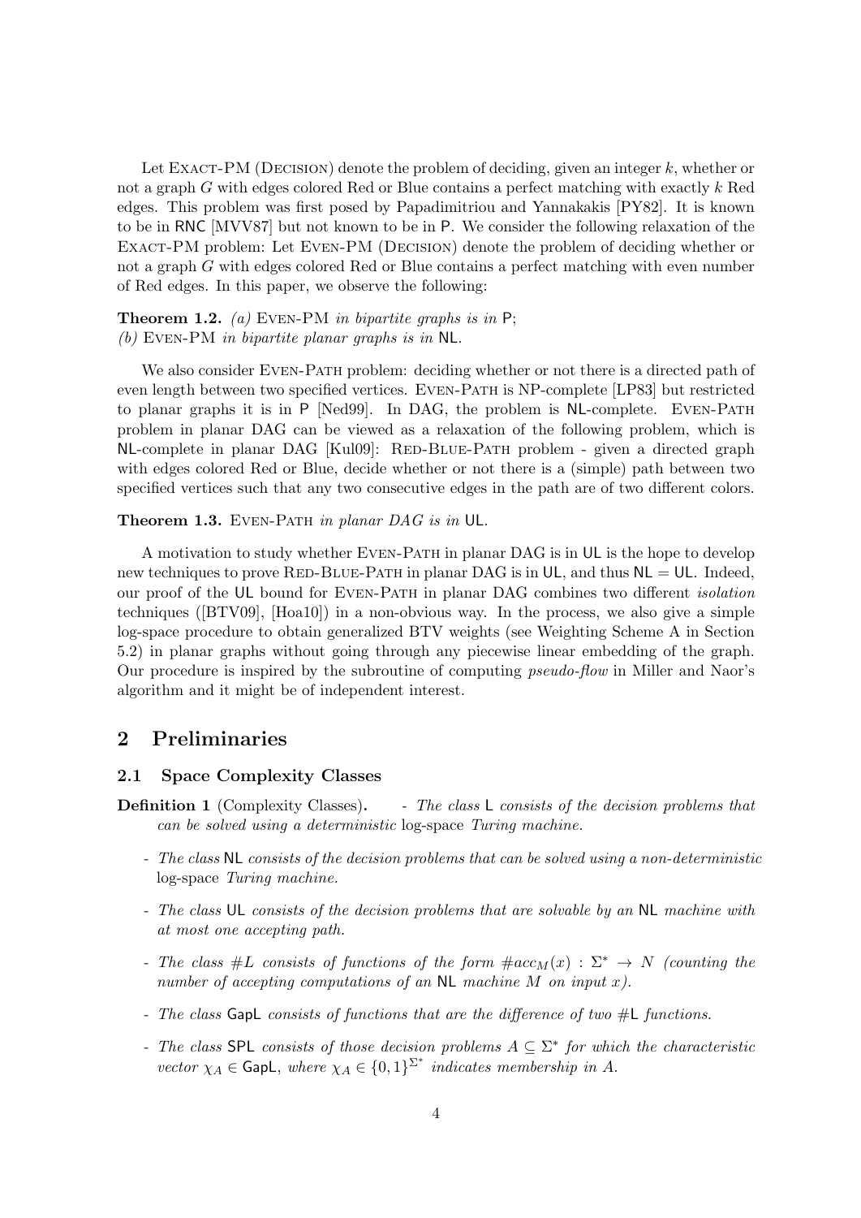Let Exact-PM (Decision) denote the problem of deciding, given an integer $k$, whether or not a graph $G$ with edges colored Red or Blue contains a perfect matching with exactly $k$ Red edges. This problem was first posed by Papadimitriou and Yannakakis [PY82]. It is known to be in RNC [MVV87] but not known to be in P. We consider the following relaxation of the Exact-PM problem: Let Even-PM (Decision) denote the problem of deciding whether or not a graph $G$ with edges colored Red or Blue contains a perfect matching with even number of Red edges. In this paper, we observe the following:

**Theorem 1.2.** *(a)* Even-PM *in bipartite graphs is in* P*;*
*(b)* Even-PM *in bipartite planar graphs is in* NL*.*

We also consider Even-Path problem: deciding whether or not there is a directed path of even length between two specified vertices. Even-Path is NP-complete [LP83] but restricted to planar graphs it is in P [Ned99]. In DAG, the problem is NL-complete. Even-Path problem in planar DAG can be viewed as a relaxation of the following problem, which is NL-complete in planar DAG [Kul09]: Red-Blue-Path problem - given a directed graph with edges colored Red or Blue, decide whether or not there is a (simple) path between two specified vertices such that any two consecutive edges in the path are of two different colors.

**Theorem 1.3.** Even-Path *in planar DAG is in* UL*.*

A motivation to study whether Even-Path in planar DAG is in UL is the hope to develop new techniques to prove Red-Blue-Path in planar DAG is in UL, and thus NL = UL. Indeed, our proof of the UL bound for Even-Path in planar DAG combines two different *isolation* techniques ([BTV09], [Hoa10]) in a non-obvious way. In the process, we also give a simple log-space procedure to obtain generalized BTV weights (see Weighting Scheme A in Section 5.2) in planar graphs without going through any piecewise linear embedding of the graph. Our procedure is inspired by the subroutine of computing *pseudo-flow* in Miller and Naor's algorithm and it might be of independent interest.

## 2 Preliminaries

### 2.1 Space Complexity Classes

**Definition 1** (Complexity Classes)**.**

- *The class* L *consists of the decision problems that can be solved using a deterministic* log-space *Turing machine.*
- *The class* NL *consists of the decision problems that can be solved using a non-deterministic* log-space *Turing machine.*
- *The class* UL *consists of the decision problems that are solvable by an* NL *machine with at most one accepting path.*
- *The class* $\#L$ *consists of functions of the form* $\#acc_M(x) : \Sigma^* \to N$ *(counting the number of accepting computations of an* NL *machine* $M$ *on input* $x$*).*
- *The class* GapL *consists of functions that are the difference of two* #L *functions.*
- *The class* SPL *consists of those decision problems* $A \subseteq \Sigma^*$ *for which the characteristic vector* $\chi_A \in \mathsf{GapL}$*, where* $\chi_A \in \{0,1\}^{\Sigma^*}$ *indicates membership in* $A$*.*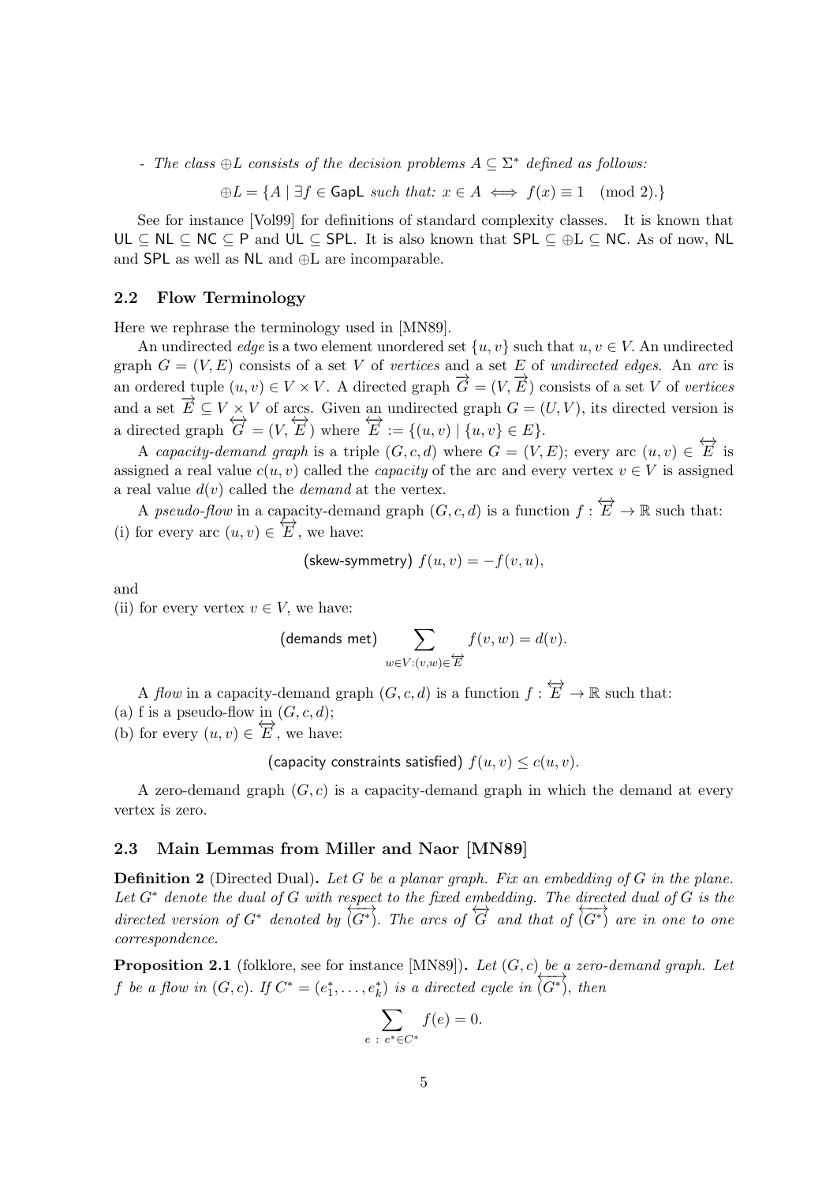- *The class* $\oplus L$ *consists of the decision problems* $A \subseteq \Sigma^*$ *defined as follows:*

$$\oplus L = \{A \mid \exists f \in \mathsf{GapL} \text{ such that: } x \in A \iff f(x) \equiv 1 \pmod 2.\}$$

See for instance [Vol99] for definitions of standard complexity classes. It is known that $\mathsf{UL} \subseteq \mathsf{NL} \subseteq \mathsf{NC} \subseteq \mathsf{P}$ and $\mathsf{UL} \subseteq \mathsf{SPL}$. It is also known that $\mathsf{SPL} \subseteq \oplus\mathrm{L} \subseteq \mathsf{NC}$. As of now, $\mathsf{NL}$ and $\mathsf{SPL}$ as well as $\mathsf{NL}$ and $\oplus\mathrm{L}$ are incomparable.

## 2.2 Flow Terminology

Here we rephrase the terminology used in [MN89].

An undirected *edge* is a two element unordered set $\{u, v\}$ such that $u, v \in V$. An undirected graph $G = (V, E)$ consists of a set $V$ of *vertices* and a set $E$ of *undirected edges*. An *arc* is an ordered tuple $(u, v) \in V \times V$. A directed graph $\overrightarrow{G} = (V, \overrightarrow{E})$ consists of a set $V$ of *vertices* and a set $\overrightarrow{E} \subseteq V \times V$ of arcs. Given an undirected graph $G = (U, V)$, its directed version is a directed graph $\overleftrightarrow{G} = (V, \overleftrightarrow{E})$ where $\overleftrightarrow{E} := \{(u, v) \mid \{u, v\} \in E\}$.

A *capacity-demand graph* is a triple $(G, c, d)$ where $G = (V, E)$; every arc $(u, v) \in \overleftrightarrow{E}$ is assigned a real value $c(u, v)$ called the *capacity* of the arc and every vertex $v \in V$ is assigned a real value $d(v)$ called the *demand* at the vertex.

A *pseudo-flow* in a capacity-demand graph $(G, c, d)$ is a function $f : \overleftrightarrow{E} \to \mathbb{R}$ such that:
(i) for every arc $(u, v) \in \overleftrightarrow{E}$, we have:

$$\text{(skew-symmetry) } f(u, v) = -f(v, u),$$

and
(ii) for every vertex $v \in V$, we have:

$$\text{(demands met) } \sum_{w \in V : (v,w) \in \overleftrightarrow{E}} f(v, w) = d(v).$$

A *flow* in a capacity-demand graph $(G, c, d)$ is a function $f : \overleftrightarrow{E} \to \mathbb{R}$ such that:
(a) f is a pseudo-flow in $(G, c, d)$;
(b) for every $(u, v) \in \overleftrightarrow{E}$, we have:

$$\text{(capacity constraints satisfied) } f(u, v) \leq c(u, v).$$

A zero-demand graph $(G, c)$ is a capacity-demand graph in which the demand at every vertex is zero.

## 2.3 Main Lemmas from Miller and Naor [MN89]

**Definition 2** (Directed Dual)**.** *Let $G$ be a planar graph. Fix an embedding of $G$ in the plane. Let $G^*$ denote the dual of $G$ with respect to the fixed embedding. The directed dual of $G$ is the directed version of $G^*$ denoted by $\overleftrightarrow{(G^*)}$. The arcs of $\overleftrightarrow{G}$ and that of $\overleftrightarrow{(G^*)}$ are in one to one correspondence.*

**Proposition 2.1** (folklore, see for instance [MN89])**.** *Let $(G, c)$ be a zero-demand graph. Let $f$ be a flow in $(G, c)$. If $C^* = (e^*_1, \ldots, e^*_k)$ is a directed cycle in $\overleftrightarrow{(G^*)}$, then*

$$\sum_{e \,:\, e^* \in C^*} f(e) = 0.$$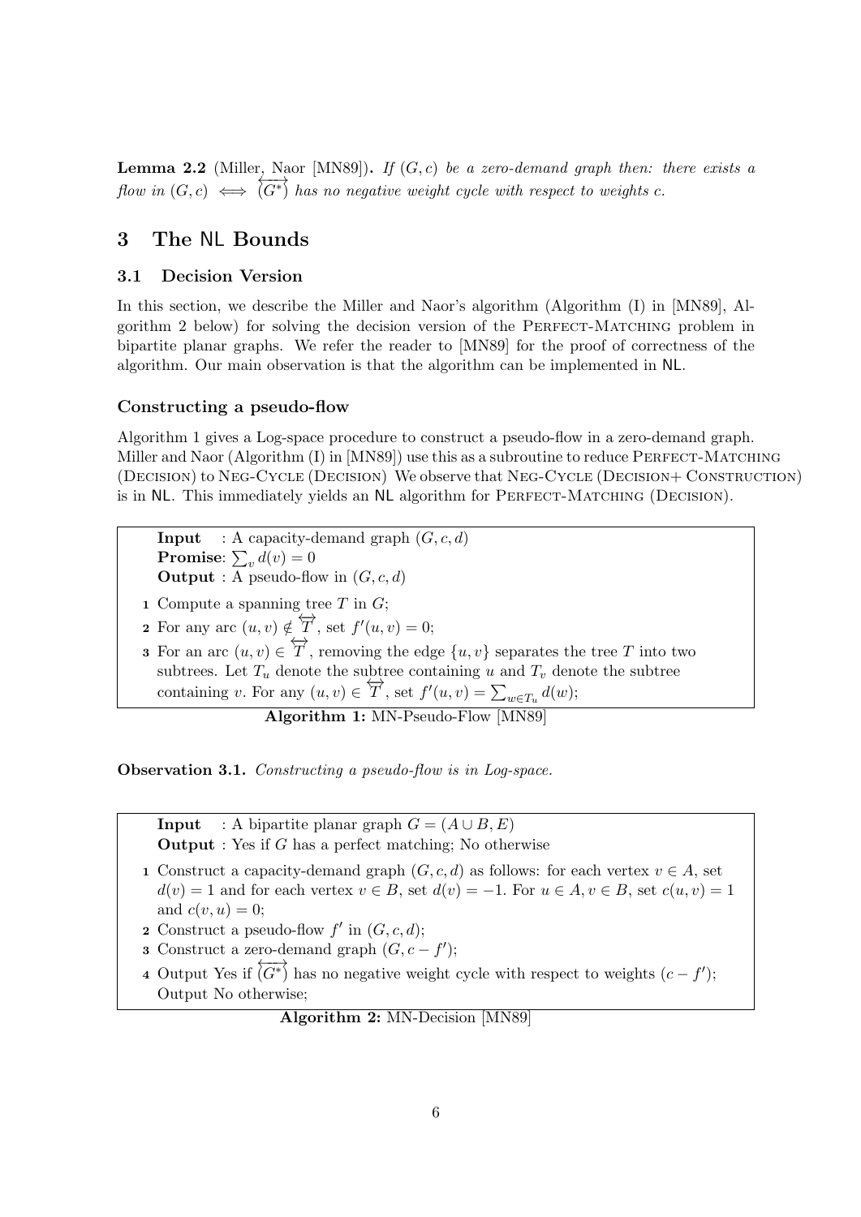**Lemma 2.2** (Miller, Naor [MN89]). *If $(G, c)$ be a zero-demand graph then: there exists a flow in $(G, c) \iff \overleftrightarrow{(G^*)}$ has no negative weight cycle with respect to weights $c$.*

## 3 The NL Bounds

### 3.1 Decision Version

In this section, we describe the Miller and Naor's algorithm (Algorithm (I) in [MN89], Algorithm 2 below) for solving the decision version of the Perfect-Matching problem in bipartite planar graphs. We refer the reader to [MN89] for the proof of correctness of the algorithm. Our main observation is that the algorithm can be implemented in NL.

#### Constructing a pseudo-flow

Algorithm 1 gives a Log-space procedure to construct a pseudo-flow in a zero-demand graph. Miller and Naor (Algorithm (I) in [MN89]) use this as a subroutine to reduce Perfect-Matching (Decision) to Neg-Cycle (Decision) We observe that Neg-Cycle (Decision+ Construction) is in NL. This immediately yields an NL algorithm for Perfect-Matching (Decision).

> **Input** : A capacity-demand graph $(G, c, d)$
> **Promise**: $\sum_v d(v) = 0$
> **Output** : A pseudo-flow in $(G, c, d)$
>
> 1. Compute a spanning tree $T$ in $G$;
> 2. For any arc $(u, v) \notin \overleftrightarrow{T}$, set $f'(u, v) = 0$;
> 3. For an arc $(u, v) \in \overleftrightarrow{T}$, removing the edge $\{u, v\}$ separates the tree $T$ into two subtrees. Let $T_u$ denote the subtree containing $u$ and $T_v$ denote the subtree containing $v$. For any $(u, v) \in \overleftrightarrow{T}$, set $f'(u, v) = \sum_{w \in T_u} d(w)$;

**Algorithm 1:** MN-Pseudo-Flow [MN89]

**Observation 3.1.** *Constructing a pseudo-flow is in Log-space.*

> **Input** : A bipartite planar graph $G = (A \cup B, E)$
> **Output** : Yes if $G$ has a perfect matching; No otherwise
>
> 1. Construct a capacity-demand graph $(G, c, d)$ as follows: for each vertex $v \in A$, set $d(v) = 1$ and for each vertex $v \in B$, set $d(v) = -1$. For $u \in A, v \in B$, set $c(u, v) = 1$ and $c(v, u) = 0$;
> 2. Construct a pseudo-flow $f'$ in $(G, c, d)$;
> 3. Construct a zero-demand graph $(G, c - f')$;
> 4. Output Yes if $\overleftrightarrow{(G^*)}$ has no negative weight cycle with respect to weights $(c - f')$; Output No otherwise;

**Algorithm 2:** MN-Decision [MN89]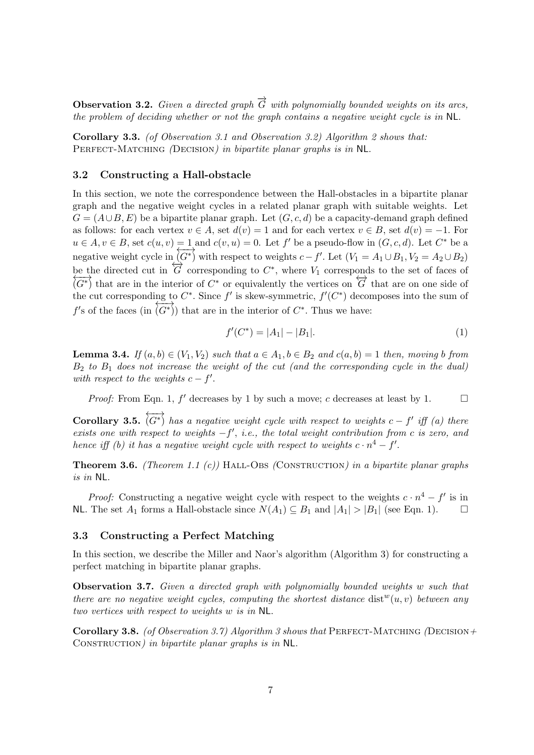**Observation 3.2.** *Given a directed graph $\overrightarrow{G}$ with polynomially bounded weights on its arcs, the problem of deciding whether or not the graph contains a negative weight cycle is in* NL.

**Corollary 3.3.** *(of Observation 3.1 and Observation 3.2) Algorithm 2 shows that:* Perfect-Matching *(*Decision*) in bipartite planar graphs is in* NL.

### 3.2 Constructing a Hall-obstacle

In this section, we note the correspondence between the Hall-obstacles in a bipartite planar graph and the negative weight cycles in a related planar graph with suitable weights. Let $G = (A \cup B, E)$ be a bipartite planar graph. Let $(G, c, d)$ be a capacity-demand graph defined as follows: for each vertex $v \in A$, set $d(v) = 1$ and for each vertex $v \in B$, set $d(v) = -1$. For $u \in A, v \in B$, set $c(u, v) = 1$ and $c(v, u) = 0$. Let $f'$ be a pseudo-flow in $(G, c, d)$. Let $C^*$ be a negative weight cycle in $\overleftrightarrow{(G^*)}$ with respect to weights $c - f'$. Let $(V_1 = A_1 \cup B_1, V_2 = A_2 \cup B_2)$ be the directed cut in $\overleftrightarrow{G}$ corresponding to $C^*$, where $V_1$ corresponds to the set of faces of $\overleftrightarrow{(G^*)}$ that are in the interior of $C^*$ or equivalently the vertices on $\overleftrightarrow{G}$ that are on one side of the cut corresponding to $C^*$. Since $f'$ is skew-symmetric, $f'(C^*)$ decomposes into the sum of $f'$s of the faces (in $\overleftrightarrow{(G^*)}$) that are in the interior of $C^*$. Thus we have:

$$f'(C^*) = |A_1| - |B_1|. \tag{1}$$

**Lemma 3.4.** *If $(a, b) \in (V_1, V_2)$ such that $a \in A_1, b \in B_2$ and $c(a, b) = 1$ then, moving $b$ from $B_2$ to $B_1$ does not increase the weight of the cut (and the corresponding cycle in the dual) with respect to the weights $c - f'$.*

*Proof:* From Eqn. 1, $f'$ decreases by 1 by such a move; $c$ decreases at least by 1. $\square$

**Corollary 3.5.** *$\overleftrightarrow{(G^*)}$ has a negative weight cycle with respect to weights $c - f'$ iff (a) there exists one with respect to weights $-f'$, i.e., the total weight contribution from $c$ is zero, and hence iff (b) it has a negative weight cycle with respect to weights $c \cdot n^4 - f'$.*

**Theorem 3.6.** *(Theorem 1.1 (c))* Hall-Obs *(*Construction*) in a bipartite planar graphs is in* NL.

*Proof:* Constructing a negative weight cycle with respect to the weights $c \cdot n^4 - f'$ is in NL. The set $A_1$ forms a Hall-obstacle since $N(A_1) \subseteq B_1$ and $|A_1| > |B_1|$ (see Eqn. 1). $\square$

### 3.3 Constructing a Perfect Matching

In this section, we describe the Miller and Naor's algorithm (Algorithm 3) for constructing a perfect matching in bipartite planar graphs.

**Observation 3.7.** *Given a directed graph with polynomially bounded weights $w$ such that there are no negative weight cycles, computing the shortest distance $\text{dist}^w(u, v)$ between any two vertices with respect to weights $w$ is in* NL.

**Corollary 3.8.** *(of Observation 3.7) Algorithm 3 shows that* Perfect-Matching *(*Decision+Construction*) in bipartite planar graphs is in* NL.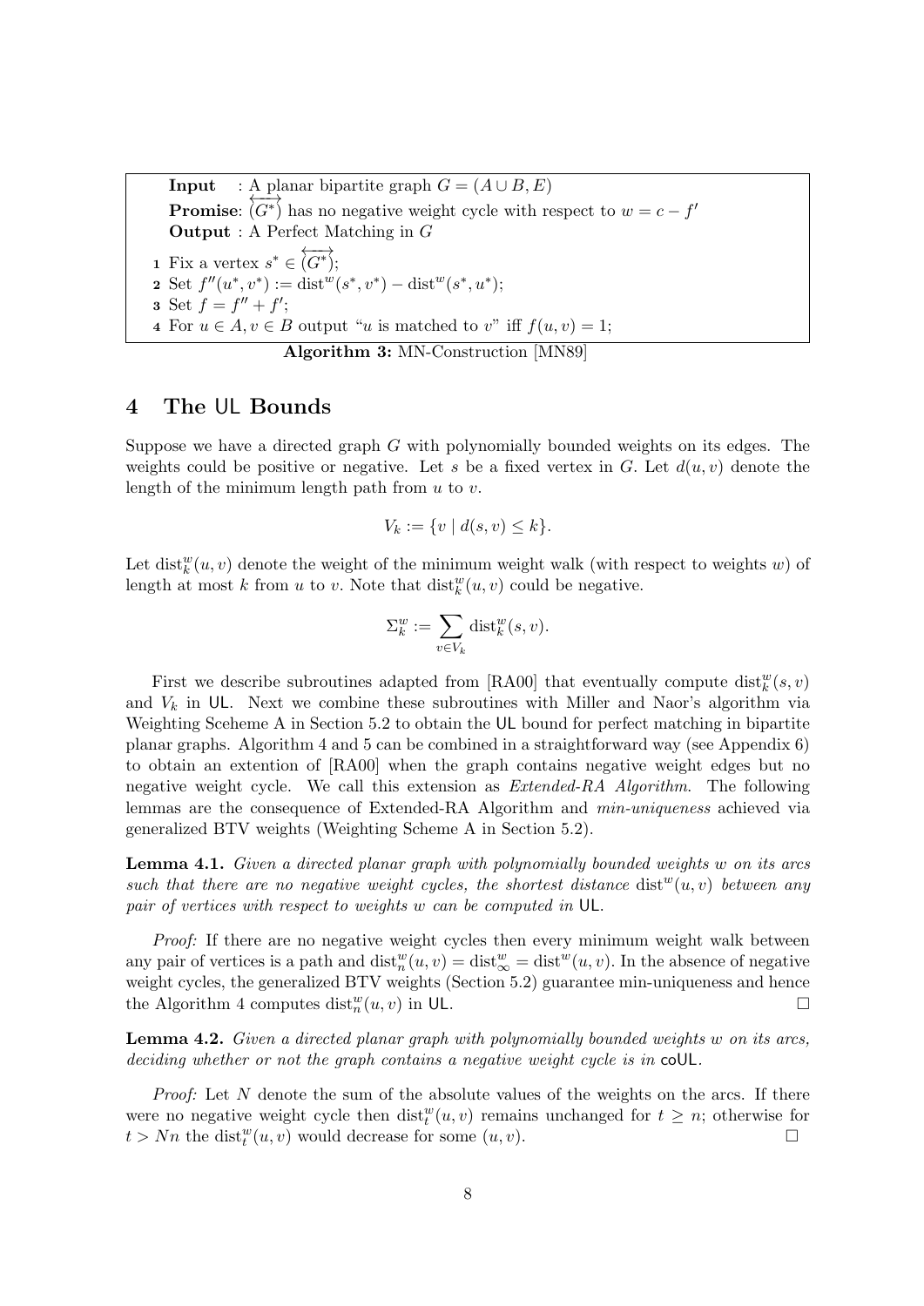**Input** : A planar bipartite graph $G = (A \cup B, E)$
**Promise**: $\overleftrightarrow{(G^*)}$ has no negative weight cycle with respect to $w = c - f'$
**Output** : A Perfect Matching in $G$

1. Fix a vertex $s^* \in \overleftrightarrow{(G^*)}$;
2. Set $f''(u^*, v^*) := \text{dist}^w(s^*, v^*) - \text{dist}^w(s^*, u^*)$;
3. Set $f = f'' + f'$;
4. For $u \in A, v \in B$ output "$u$ is matched to $v$" iff $f(u, v) = 1$;

**Algorithm 3:** MN-Construction [MN89]

# 4 The UL Bounds

Suppose we have a directed graph $G$ with polynomially bounded weights on its edges. The weights could be positive or negative. Let $s$ be a fixed vertex in $G$. Let $d(u, v)$ denote the length of the minimum length path from $u$ to $v$.

$$V_k := \{v \mid d(s, v) \leq k\}.$$

Let $\text{dist}_k^w(u, v)$ denote the weight of the minimum weight walk (with respect to weights $w$) of length at most $k$ from $u$ to $v$. Note that $\text{dist}_k^w(u, v)$ could be negative.

$$\Sigma_k^w := \sum_{v \in V_k} \text{dist}_k^w(s, v).$$

First we describe subroutines adapted from [RA00] that eventually compute $\text{dist}_k^w(s, v)$ and $V_k$ in UL. Next we combine these subroutines with Miller and Naor's algorithm via Weighting Sceheme A in Section 5.2 to obtain the UL bound for perfect matching in bipartite planar graphs. Algorithm 4 and 5 can be combined in a straightforward way (see Appendix 6) to obtain an extention of [RA00] when the graph contains negative weight edges but no negative weight cycle. We call this extension as *Extended-RA Algorithm*. The following lemmas are the consequence of Extended-RA Algorithm and *min-uniqueness* achieved via generalized BTV weights (Weighting Scheme A in Section 5.2).

**Lemma 4.1.** *Given a directed planar graph with polynomially bounded weights $w$ on its arcs such that there are no negative weight cycles, the shortest distance $\text{dist}^w(u, v)$ between any pair of vertices with respect to weights $w$ can be computed in* UL.

*Proof:* If there are no negative weight cycles then every minimum weight walk between any pair of vertices is a path and $\text{dist}_n^w(u, v) = \text{dist}_\infty^w = \text{dist}^w(u, v)$. In the absence of negative weight cycles, the generalized BTV weights (Section 5.2) guarantee min-uniqueness and hence the Algorithm 4 computes $\text{dist}_n^w(u, v)$ in UL. □

**Lemma 4.2.** *Given a directed planar graph with polynomially bounded weights $w$ on its arcs, deciding whether or not the graph contains a negative weight cycle is in* coUL.

*Proof:* Let $N$ denote the sum of the absolute values of the weights on the arcs. If there were no negative weight cycle then $\text{dist}_t^w(u, v)$ remains unchanged for $t \geq n$; otherwise for $t > Nn$ the $\text{dist}_t^w(u, v)$ would decrease for some $(u, v)$. □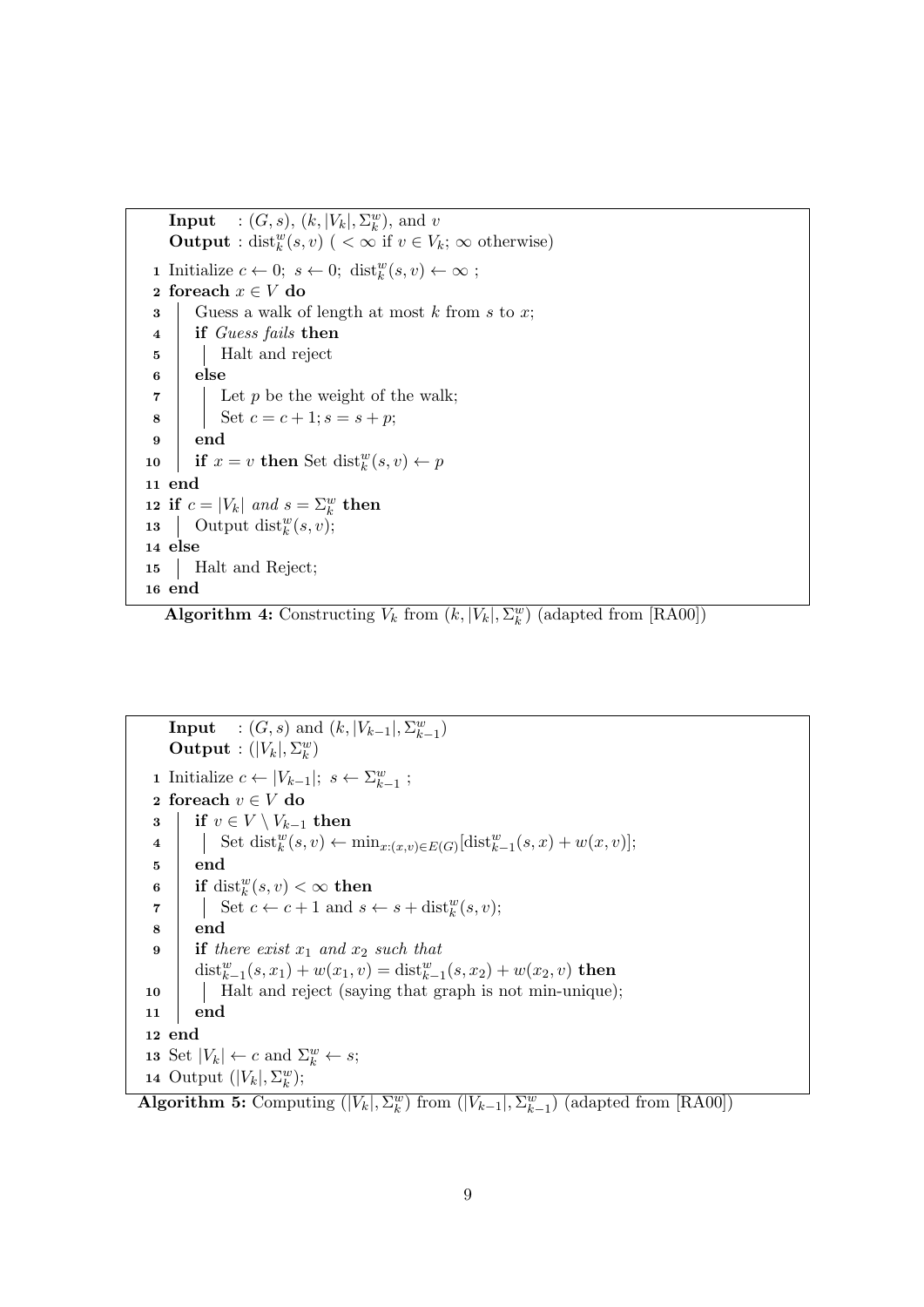```
Input  : (G, s), (k, |V_k|, Σ^w_k), and v
Output : dist^w_k(s, v) ( < ∞ if v ∈ V_k; ∞ otherwise)
 1  Initialize c ← 0;  s ← 0;  dist^w_k(s, v) ← ∞ ;
 2  foreach x ∈ V do
 3      Guess a walk of length at most k from s to x;
 4      if Guess fails then
 5          Halt and reject
 6      else
 7          Let p be the weight of the walk;
 8          Set c = c + 1; s = s + p;
 9      end
10      if x = v then Set dist^w_k(s, v) ← p
11  end
12  if c = |V_k| and s = Σ^w_k then
13      Output dist^w_k(s, v);
14  else
15      Halt and Reject;
16  end
```

**Algorithm 4:** Constructing $V_k$ from $(k, |V_k|, \Sigma_k^w)$ (adapted from [RA00])

```
Input  : (G, s) and (k, |V_{k-1}|, Σ^w_{k-1})
Output : (|V_k|, Σ^w_k)
 1  Initialize c ← |V_{k-1}|;  s ← Σ^w_{k-1} ;
 2  foreach v ∈ V do
 3      if v ∈ V \ V_{k-1} then
 4          Set dist^w_k(s, v) ← min_{x:(x,v)∈E(G)} [dist^w_{k-1}(s, x) + w(x, v)];
 5      end
 6      if dist^w_k(s, v) < ∞ then
 7          Set c ← c + 1 and s ← s + dist^w_k(s, v);
 8      end
 9      if there exist x_1 and x_2 such that
        dist^w_{k-1}(s, x_1) + w(x_1, v) = dist^w_{k-1}(s, x_2) + w(x_2, v) then
10          Halt and reject (saying that graph is not min-unique);
11      end
12  end
13  Set |V_k| ← c and Σ^w_k ← s;
14  Output (|V_k|, Σ^w_k);
```

**Algorithm 5:** Computing $(|V_k|, \Sigma_k^w)$ from $(|V_{k-1}|, \Sigma_{k-1}^w)$ (adapted from [RA00])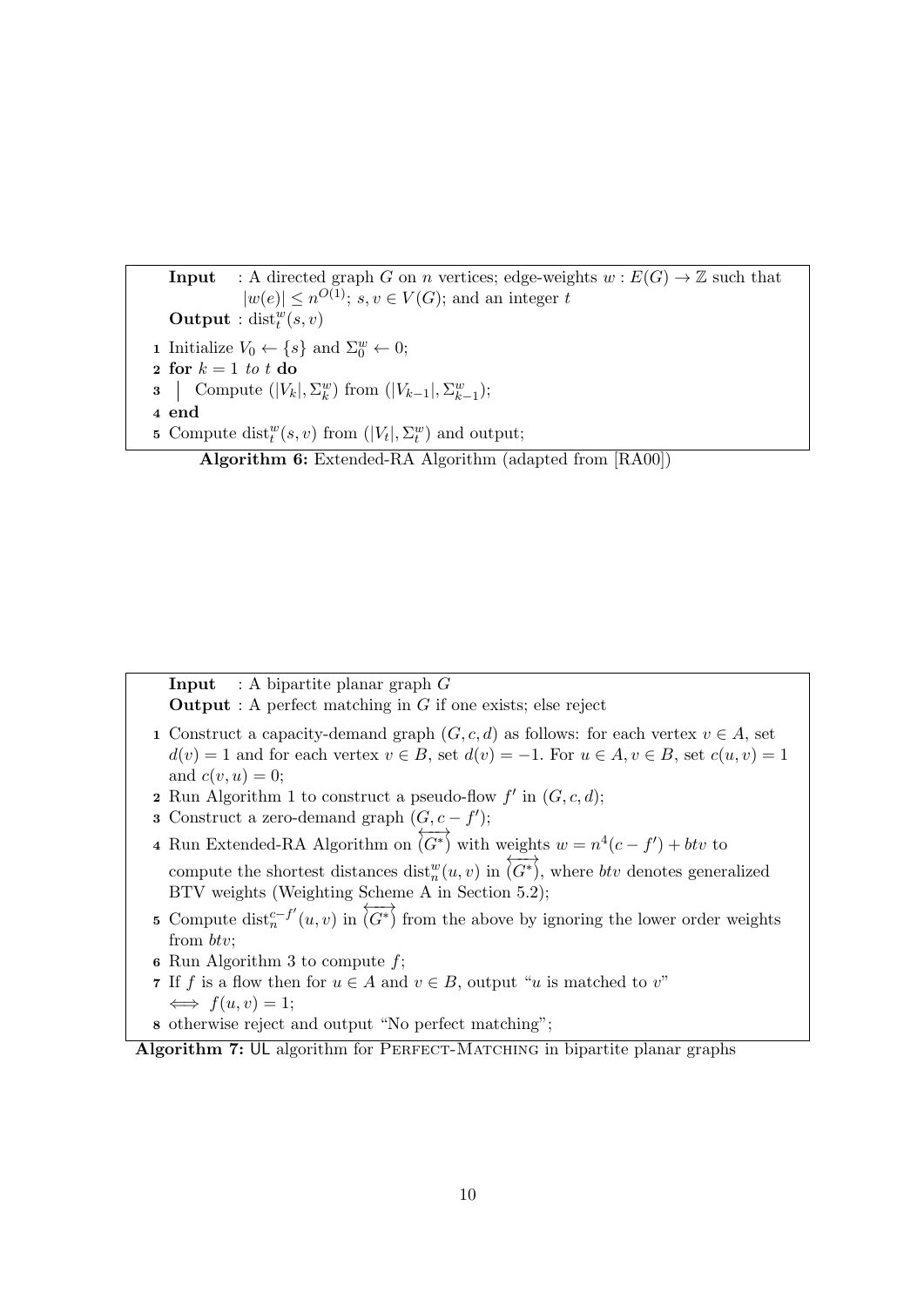**Input** : A directed graph $G$ on $n$ vertices; edge-weights $w : E(G) \to \mathbb{Z}$ such that $|w(e)| \leq n^{O(1)}$; $s, v \in V(G)$; and an integer $t$

**Output** : $\text{dist}_t^w(s, v)$

1. Initialize $V_0 \leftarrow \{s\}$ and $\Sigma_0^w \leftarrow 0$;
2. **for** $k = 1$ *to* $t$ **do**
3. Compute $(|V_k|, \Sigma_k^w)$ from $(|V_{k-1}|, \Sigma_{k-1}^w)$;
4. **end**
5. Compute $\text{dist}_t^w(s, v)$ from $(|V_t|, \Sigma_t^w)$ and output;

**Algorithm 6:** Extended-RA Algorithm (adapted from [RA00])

**Input** : A bipartite planar graph $G$

**Output** : A perfect matching in $G$ if one exists; else reject

1. Construct a capacity-demand graph $(G, c, d)$ as follows: for each vertex $v \in A$, set $d(v) = 1$ and for each vertex $v \in B$, set $d(v) = -1$. For $u \in A, v \in B$, set $c(u, v) = 1$ and $c(v, u) = 0$;
2. Run Algorithm 1 to construct a pseudo-flow $f'$ in $(G, c, d)$;
3. Construct a zero-demand graph $(G, c - f')$;
4. Run Extended-RA Algorithm on $\overleftrightarrow{(G^*)}$ with weights $w = n^4(c - f') + btv$ to compute the shortest distances $\text{dist}_n^w(u, v)$ in $\overleftrightarrow{(G^*)}$, where $btv$ denotes generalized BTV weights (Weighting Scheme A in Section 5.2);
5. Compute $\text{dist}_n^{c-f'}(u, v)$ in $\overleftrightarrow{(G^*)}$ from the above by ignoring the lower order weights from $btv$;
6. Run Algorithm 3 to compute $f$;
7. If $f$ is a flow then for $u \in A$ and $v \in B$, output "$u$ is matched to $v$" $\iff f(u, v) = 1$;
8. otherwise reject and output "No perfect matching";

**Algorithm 7:** UL algorithm for Perfect-Matching in bipartite planar graphs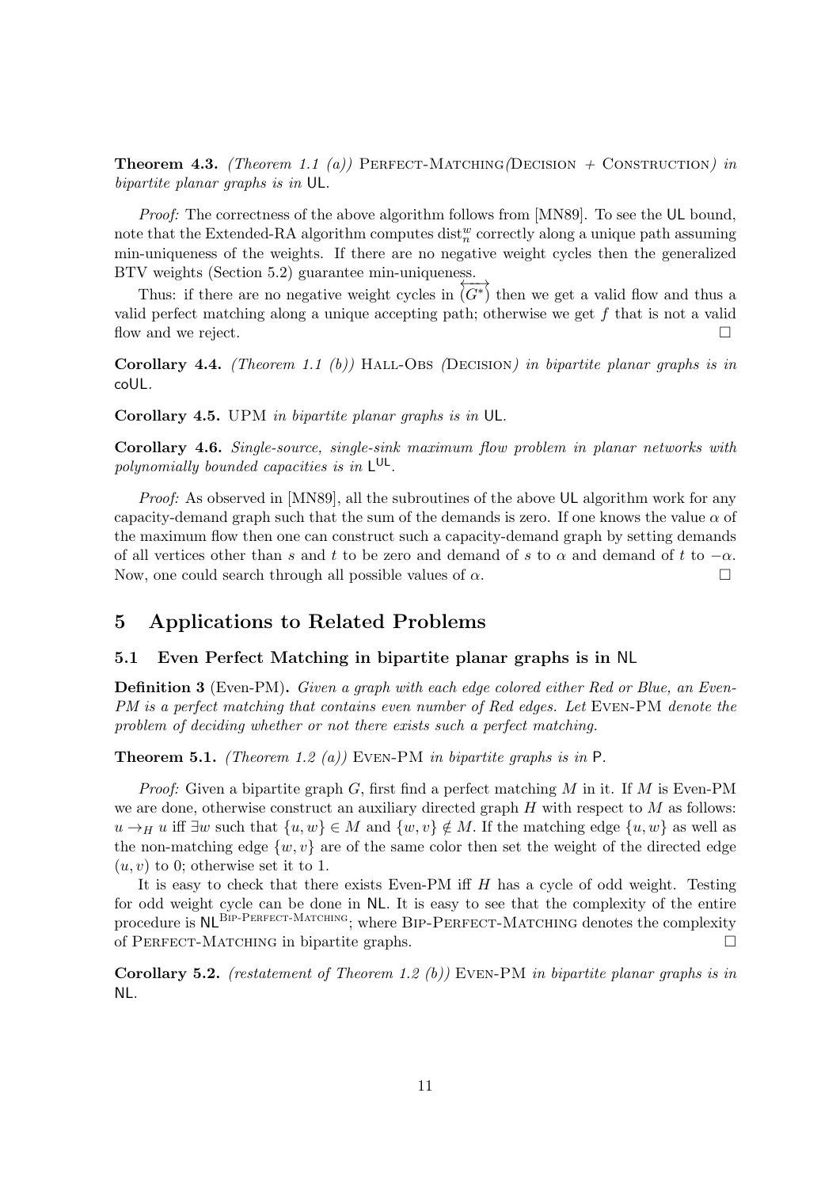**Theorem 4.3.** *(Theorem 1.1 (a))* Perfect-Matching*(*Decision + Construction*) in bipartite planar graphs is in* UL.

*Proof:* The correctness of the above algorithm follows from [MN89]. To see the UL bound, note that the Extended-RA algorithm computes $\mathrm{dist}_n^w$ correctly along a unique path assuming min-uniqueness of the weights. If there are no negative weight cycles then the generalized BTV weights (Section 5.2) guarantee min-uniqueness.

Thus: if there are no negative weight cycles in $\overleftrightarrow{(G^*)}$ then we get a valid flow and thus a valid perfect matching along a unique accepting path; otherwise we get $f$ that is not a valid flow and we reject. □

**Corollary 4.4.** *(Theorem 1.1 (b))* Hall-Obs *(*Decision*) in bipartite planar graphs is in* coUL.

**Corollary 4.5.** UPM *in bipartite planar graphs is in* UL.

**Corollary 4.6.** *Single-source, single-sink maximum flow problem in planar networks with polynomially bounded capacities is in* $\mathsf{L}^{\mathsf{UL}}$.

*Proof:* As observed in [MN89], all the subroutines of the above UL algorithm work for any capacity-demand graph such that the sum of the demands is zero. If one knows the value $\alpha$ of the maximum flow then one can construct such a capacity-demand graph by setting demands of all vertices other than $s$ and $t$ to be zero and demand of $s$ to $\alpha$ and demand of $t$ to $-\alpha$. Now, one could search through all possible values of $\alpha$. □

# 5 Applications to Related Problems

## 5.1 Even Perfect Matching in bipartite planar graphs is in NL

**Definition 3** (Even-PM)**.** *Given a graph with each edge colored either Red or Blue, an Even-PM is a perfect matching that contains even number of Red edges. Let* Even-PM *denote the problem of deciding whether or not there exists such a perfect matching.*

**Theorem 5.1.** *(Theorem 1.2 (a))* Even-PM *in bipartite graphs is in* P.

*Proof:* Given a bipartite graph $G$, first find a perfect matching $M$ in it. If $M$ is Even-PM we are done, otherwise construct an auxiliary directed graph $H$ with respect to $M$ as follows: $u \rightarrow_H u$ iff $\exists w$ such that $\{u, w\} \in M$ and $\{w, v\} \notin M$. If the matching edge $\{u, w\}$ as well as the non-matching edge $\{w, v\}$ are of the same color then set the weight of the directed edge $(u, v)$ to 0; otherwise set it to 1.

It is easy to check that there exists Even-PM iff $H$ has a cycle of odd weight. Testing for odd weight cycle can be done in NL. It is easy to see that the complexity of the entire procedure is $\mathsf{NL}^{\text{Bip-Perfect-Matching}}$; where Bip-Perfect-Matching denotes the complexity of Perfect-Matching in bipartite graphs. □

**Corollary 5.2.** *(restatement of Theorem 1.2 (b))* Even-PM *in bipartite planar graphs is in* NL.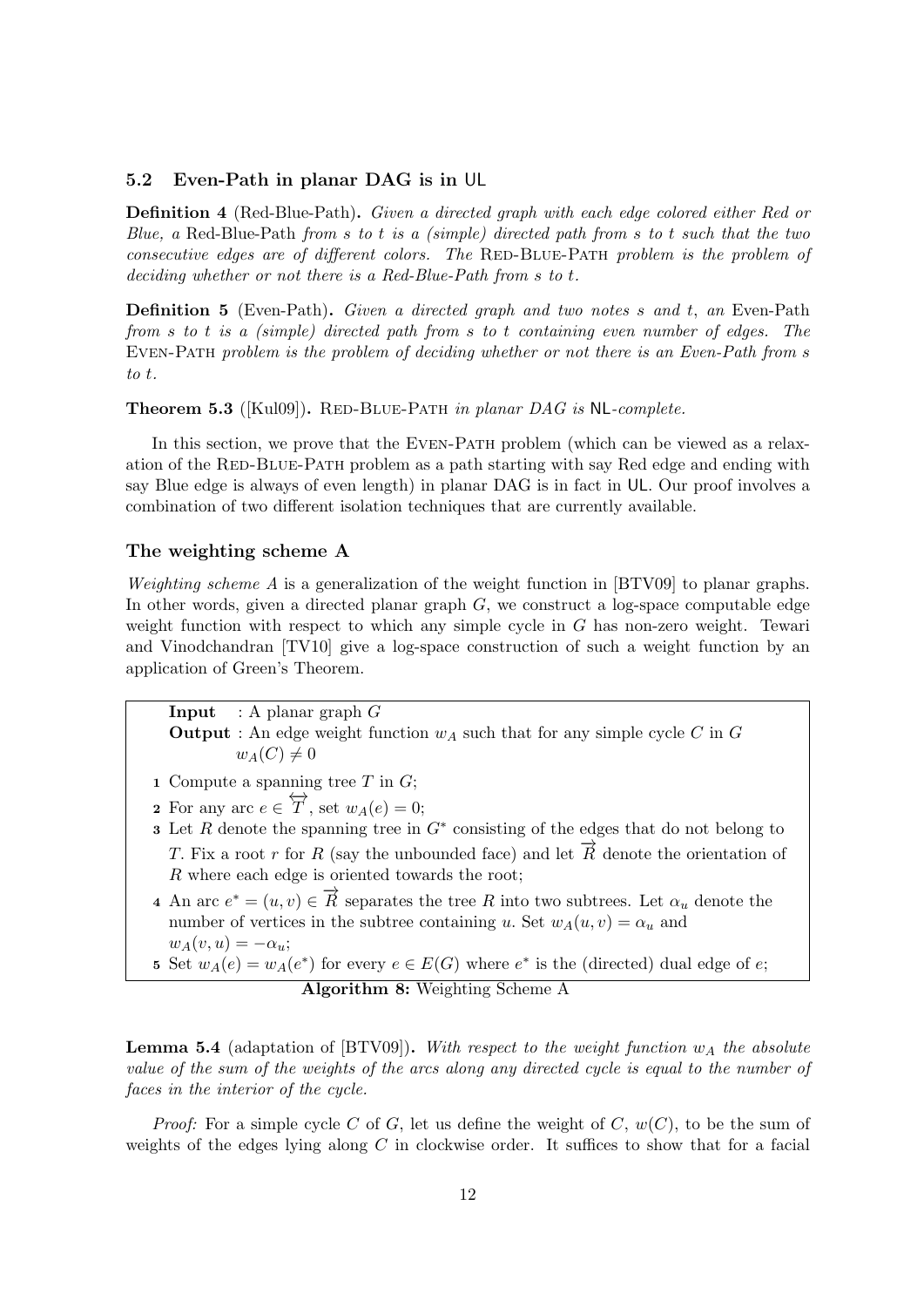### 5.2 Even-Path in planar DAG is in UL

**Definition 4** (Red-Blue-Path). *Given a directed graph with each edge colored either Red or Blue, a* Red-Blue-Path *from s to t is a (simple) directed path from s to t such that the two consecutive edges are of different colors. The* Red-Blue-Path *problem is the problem of deciding whether or not there is a Red-Blue-Path from s to t.*

**Definition 5** (Even-Path). *Given a directed graph and two notes s and t, an* Even-Path *from s to t is a (simple) directed path from s to t containing even number of edges. The* Even-Path *problem is the problem of deciding whether or not there is an Even-Path from s to t.*

**Theorem 5.3** ([Kul09]). Red-Blue-Path *in planar DAG is* NL*-complete.*

In this section, we prove that the Even-Path problem (which can be viewed as a relaxation of the Red-Blue-Path problem as a path starting with say Red edge and ending with say Blue edge is always of even length) in planar DAG is in fact in UL. Our proof involves a combination of two different isolation techniques that are currently available.

#### The weighting scheme A

*Weighting scheme A* is a generalization of the weight function in [BTV09] to planar graphs. In other words, given a directed planar graph $G$, we construct a log-space computable edge weight function with respect to which any simple cycle in $G$ has non-zero weight. Tewari and Vinodchandran [TV10] give a log-space construction of such a weight function by an application of Green's Theorem.

**Input** : A planar graph $G$
**Output** : An edge weight function $w_A$ such that for any simple cycle $C$ in $G$ $w_A(C) \neq 0$

1. Compute a spanning tree $T$ in $G$;
2. For any arc $e \in \overleftrightarrow{T}$, set $w_A(e) = 0$;
3. Let $R$ denote the spanning tree in $G^*$ consisting of the edges that do not belong to $T$. Fix a root $r$ for $R$ (say the unbounded face) and let $\overrightarrow{R}$ denote the orientation of $R$ where each edge is oriented towards the root;
4. An arc $e^* = (u, v) \in \overrightarrow{R}$ separates the tree $R$ into two subtrees. Let $\alpha_u$ denote the number of vertices in the subtree containing $u$. Set $w_A(u, v) = \alpha_u$ and $w_A(v, u) = -\alpha_u$;
5. Set $w_A(e) = w_A(e^*)$ for every $e \in E(G)$ where $e^*$ is the (directed) dual edge of $e$;

**Algorithm 8:** Weighting Scheme A

**Lemma 5.4** (adaptation of [BTV09]). *With respect to the weight function $w_A$ the absolute value of the sum of the weights of the arcs along any directed cycle is equal to the number of faces in the interior of the cycle.*

*Proof:* For a simple cycle $C$ of $G$, let us define the weight of $C$, $w(C)$, to be the sum of weights of the edges lying along $C$ in clockwise order. It suffices to show that for a facial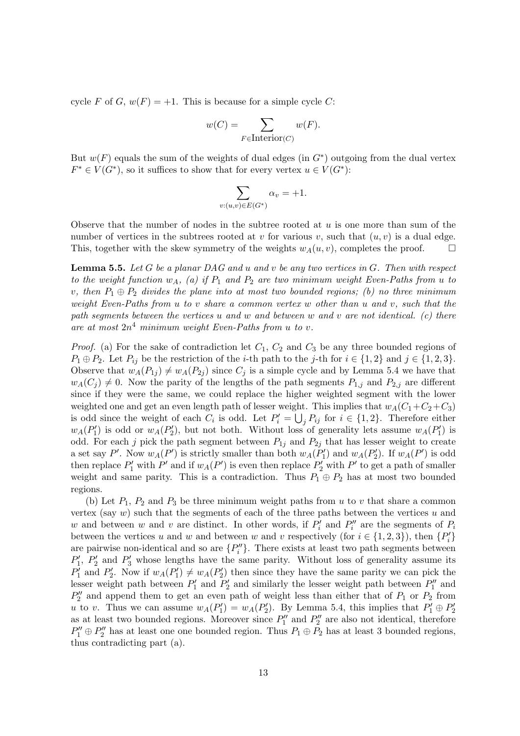cycle $F$ of $G$, $w(F) = +1$. This is because for a simple cycle $C$:

$$w(C) = \sum_{F \in \text{Interior}(C)} w(F).$$

But $w(F)$ equals the sum of the weights of dual edges (in $G^*$) outgoing from the dual vertex $F^* \in V(G^*)$, so it suffices to show that for every vertex $u \in V(G^*)$:

$$\sum_{v:(u,v) \in E(G^*)} \alpha_v = +1.$$

Observe that the number of nodes in the subtree rooted at $u$ is one more than sum of the number of vertices in the subtrees rooted at $v$ for various $v$, such that $(u, v)$ is a dual edge. This, together with the skew symmetry of the weights $w_A(u, v)$, completes the proof. □

**Lemma 5.5.** *Let $G$ be a planar DAG and $u$ and $v$ be any two vertices in $G$. Then with respect to the weight function $w_A$, (a) if $P_1$ and $P_2$ are two minimum weight Even-Paths from $u$ to $v$, then $P_1 \oplus P_2$ divides the plane into at most two bounded regions; (b) no three minimum weight Even-Paths from $u$ to $v$ share a common vertex $w$ other than $u$ and $v$, such that the path segments between the vertices $u$ and $w$ and between $w$ and $v$ are not identical. (c) there are at most $2n^4$ minimum weight Even-Paths from $u$ to $v$.*

*Proof.* (a) For the sake of contradiction let $C_1$, $C_2$ and $C_3$ be any three bounded regions of $P_1 \oplus P_2$. Let $P_{ij}$ be the restriction of the $i$-th path to the $j$-th for $i \in \{1, 2\}$ and $j \in \{1, 2, 3\}$. Observe that $w_A(P_{1j}) \neq w_A(P_{2j})$ since $C_j$ is a simple cycle and by Lemma 5.4 we have that $w_A(C_j) \neq 0$. Now the parity of the lengths of the path segments $P_{1,j}$ and $P_{2,j}$ are different since if they were the same, we could replace the higher weighted segment with the lower weighted one and get an even length path of lesser weight. This implies that $w_A(C_1+C_2+C_3)$ is odd since the weight of each $C_i$ is odd. Let $P'_i = \bigcup_j P_{ij}$ for $i \in \{1, 2\}$. Therefore either $w_A(P'_1)$ is odd or $w_A(P'_2)$, but not both. Without loss of generality lets assume $w_A(P'_1)$ is odd. For each $j$ pick the path segment between $P_{1j}$ and $P_{2j}$ that has lesser weight to create a set say $P'$. Now $w_A(P')$ is strictly smaller than both $w_A(P'_1)$ and $w_A(P'_2)$. If $w_A(P')$ is odd then replace $P'_1$ with $P'$ and if $w_A(P')$ is even then replace $P'_2$ with $P'$ to get a path of smaller weight and same parity. This is a contradiction. Thus $P_1 \oplus P_2$ has at most two bounded regions.

(b) Let $P_1$, $P_2$ and $P_3$ be three minimum weight paths from $u$ to $v$ that share a common vertex (say $w$) such that the segments of each of the three paths between the vertices $u$ and $w$ and between $w$ and $v$ are distinct. In other words, if $P'_i$ and $P''_i$ are the segments of $P_i$ between the vertices $u$ and $w$ and between $w$ and $v$ respectively (for $i \in \{1, 2, 3\}$), then $\{P'_i\}$ are pairwise non-identical and so are $\{P''_i\}$. There exists at least two path segments between $P'_1$, $P'_2$ and $P'_3$ whose lengths have the same parity. Without loss of generality assume its $P'_1$ and $P'_2$. Now if $w_A(P'_1) \neq w_A(P'_2)$ then since they have the same parity we can pick the lesser weight path between $P'_1$ and $P'_2$ and similarly the lesser weight path between $P''_1$ and $P''_2$ and append them to get an even path of weight less than either that of $P_1$ or $P_2$ from $u$ to $v$. Thus we can assume $w_A(P'_1) = w_A(P'_2)$. By Lemma 5.4, this implies that $P'_1 \oplus P'_2$ as at least two bounded regions. Moreover since $P''_1$ and $P''_2$ are also not identical, therefore $P''_1 \oplus P''_2$ has at least one one bounded region. Thus $P_1 \oplus P_2$ has at least 3 bounded regions, thus contradicting part (a).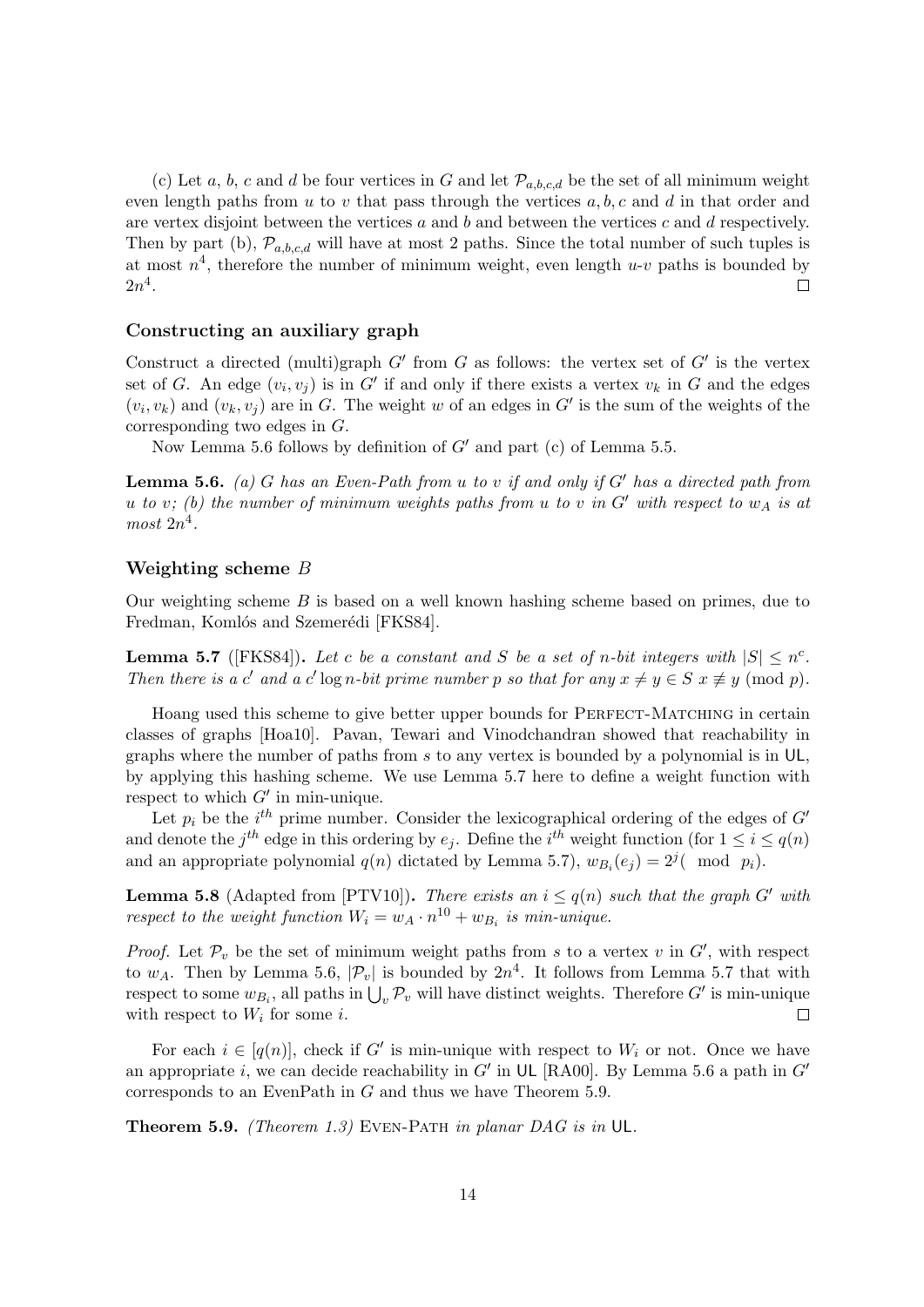(c) Let $a$, $b$, $c$ and $d$ be four vertices in $G$ and let $\mathcal{P}_{a,b,c,d}$ be the set of all minimum weight even length paths from $u$ to $v$ that pass through the vertices $a, b, c$ and $d$ in that order and are vertex disjoint between the vertices $a$ and $b$ and between the vertices $c$ and $d$ respectively. Then by part (b), $\mathcal{P}_{a,b,c,d}$ will have at most 2 paths. Since the total number of such tuples is at most $n^4$, therefore the number of minimum weight, even length $u$-$v$ paths is bounded by $2n^4$. □

### Constructing an auxiliary graph

Construct a directed (multi)graph $G'$ from $G$ as follows: the vertex set of $G'$ is the vertex set of $G$. An edge $(v_i, v_j)$ is in $G'$ if and only if there exists a vertex $v_k$ in $G$ and the edges $(v_i, v_k)$ and $(v_k, v_j)$ are in $G$. The weight $w$ of an edges in $G'$ is the sum of the weights of the corresponding two edges in $G$.

Now Lemma 5.6 follows by definition of $G'$ and part (c) of Lemma 5.5.

**Lemma 5.6.** *(a) $G$ has an Even-Path from $u$ to $v$ if and only if $G'$ has a directed path from $u$ to $v$; (b) the number of minimum weights paths from $u$ to $v$ in $G'$ with respect to $w_A$ is at most $2n^4$.*

### Weighting scheme $B$

Our weighting scheme $B$ is based on a well known hashing scheme based on primes, due to Fredman, Komlós and Szemerédi [FKS84].

**Lemma 5.7** ([FKS84])**.** *Let $c$ be a constant and $S$ be a set of $n$-bit integers with $|S| \leq n^c$. Then there is a $c'$ and a $c' \log n$-bit prime number $p$ so that for any $x \neq y \in S$ $x \not\equiv y \pmod{p}$.*

Hoang used this scheme to give better upper bounds for Perfect-Matching in certain classes of graphs [Hoa10]. Pavan, Tewari and Vinodchandran showed that reachability in graphs where the number of paths from $s$ to any vertex is bounded by a polynomial is in UL, by applying this hashing scheme. We use Lemma 5.7 here to define a weight function with respect to which $G'$ in min-unique.

Let $p_i$ be the $i^{th}$ prime number. Consider the lexicographical ordering of the edges of $G'$ and denote the $j^{th}$ edge in this ordering by $e_j$. Define the $i^{th}$ weight function (for $1 \leq i \leq q(n)$ and an appropriate polynomial $q(n)$ dictated by Lemma 5.7), $w_{B_i}(e_j) = 2^j (\mod p_i)$.

**Lemma 5.8** (Adapted from [PTV10])**.** *There exists an $i \leq q(n)$ such that the graph $G'$ with respect to the weight function $W_i = w_A \cdot n^{10} + w_{B_i}$ is min-unique.*

*Proof.* Let $\mathcal{P}_v$ be the set of minimum weight paths from $s$ to a vertex $v$ in $G'$, with respect to $w_A$. Then by Lemma 5.6, $|\mathcal{P}_v|$ is bounded by $2n^4$. It follows from Lemma 5.7 that with respect to some $w_{B_i}$, all paths in $\bigcup_v \mathcal{P}_v$ will have distinct weights. Therefore $G'$ is min-unique with respect to $W_i$ for some $i$. □

For each $i \in [q(n)]$, check if $G'$ is min-unique with respect to $W_i$ or not. Once we have an appropriate $i$, we can decide reachability in $G'$ in UL [RA00]. By Lemma 5.6 a path in $G'$ corresponds to an EvenPath in $G$ and thus we have Theorem 5.9.

**Theorem 5.9.** *(Theorem 1.3) Even-Path in planar DAG is in UL.*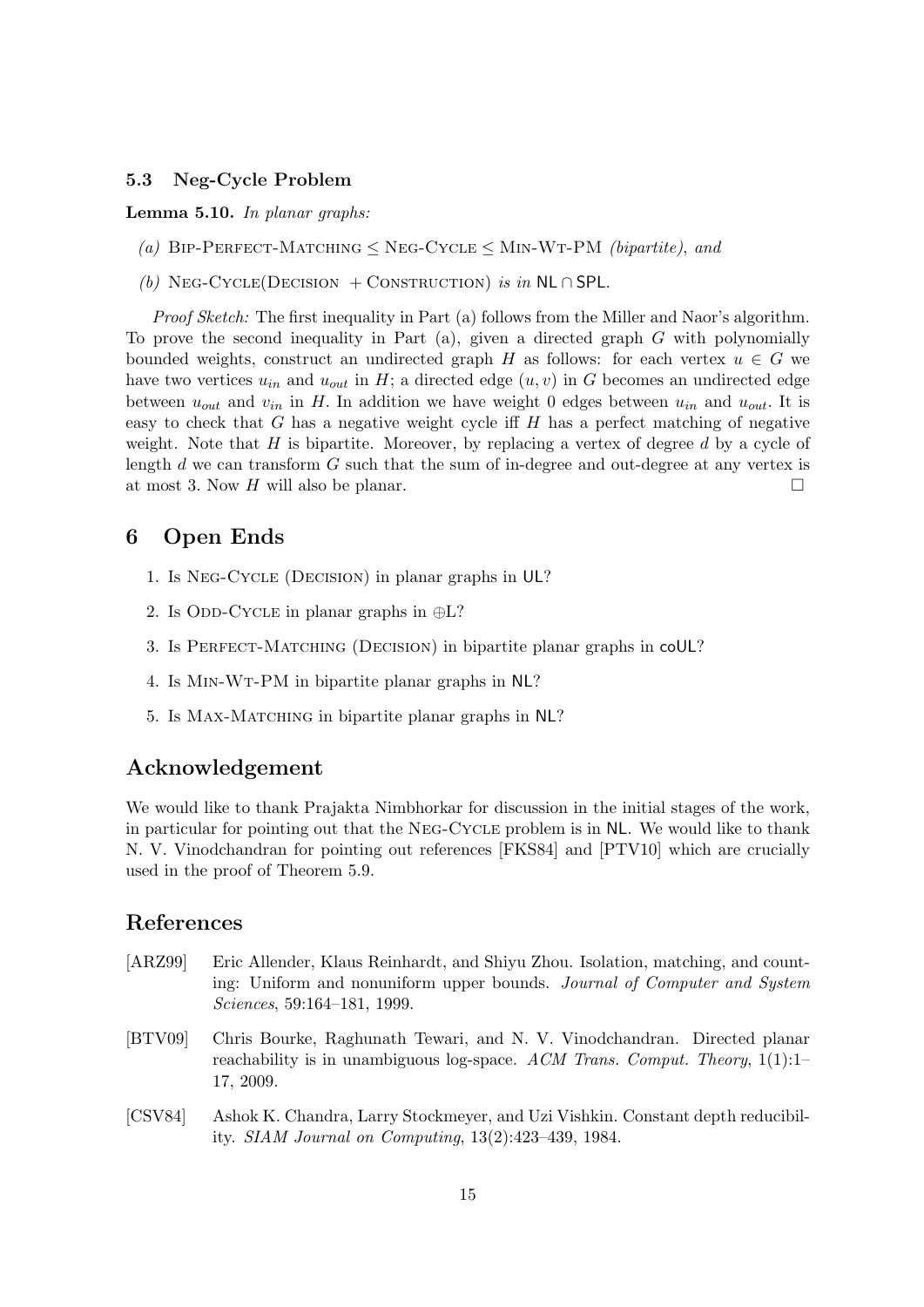### 5.3 Neg-Cycle Problem

**Lemma 5.10.** *In planar graphs:*

*(a)* Bip-Perfect-Matching $\leq$ Neg-Cycle $\leq$ Min-Wt-PM *(bipartite), and*

*(b)* Neg-Cycle(Decision + Construction) *is in* $\mathsf{NL} \cap \mathsf{SPL}$.

*Proof Sketch:* The first inequality in Part (a) follows from the Miller and Naor's algorithm. To prove the second inequality in Part (a), given a directed graph $G$ with polynomially bounded weights, construct an undirected graph $H$ as follows: for each vertex $u \in G$ we have two vertices $u_{in}$ and $u_{out}$ in $H$; a directed edge $(u, v)$ in $G$ becomes an undirected edge between $u_{out}$ and $v_{in}$ in $H$. In addition we have weight 0 edges between $u_{in}$ and $u_{out}$. It is easy to check that $G$ has a negative weight cycle iff $H$ has a perfect matching of negative weight. Note that $H$ is bipartite. Moreover, by replacing a vertex of degree $d$ by a cycle of length $d$ we can transform $G$ such that the sum of in-degree and out-degree at any vertex is at most 3. Now $H$ will also be planar. □

## 6 Open Ends

1. Is Neg-Cycle (Decision) in planar graphs in $\mathsf{UL}$?
2. Is Odd-Cycle in planar graphs in $\oplus$L?
3. Is Perfect-Matching (Decision) in bipartite planar graphs in $\mathsf{coUL}$?
4. Is Min-Wt-PM in bipartite planar graphs in $\mathsf{NL}$?
5. Is Max-Matching in bipartite planar graphs in $\mathsf{NL}$?

## Acknowledgement

We would like to thank Prajakta Nimbhorkar for discussion in the initial stages of the work, in particular for pointing out that the Neg-Cycle problem is in $\mathsf{NL}$. We would like to thank N. V. Vinodchandran for pointing out references [FKS84] and [PTV10] which are crucially used in the proof of Theorem 5.9.

## References

[ARZ99] Eric Allender, Klaus Reinhardt, and Shiyu Zhou. Isolation, matching, and counting: Uniform and nonuniform upper bounds. *Journal of Computer and System Sciences*, 59:164–181, 1999.

[BTV09] Chris Bourke, Raghunath Tewari, and N. V. Vinodchandran. Directed planar reachability is in unambiguous log-space. *ACM Trans. Comput. Theory*, 1(1):1–17, 2009.

[CSV84] Ashok K. Chandra, Larry Stockmeyer, and Uzi Vishkin. Constant depth reducibility. *SIAM Journal on Computing*, 13(2):423–439, 1984.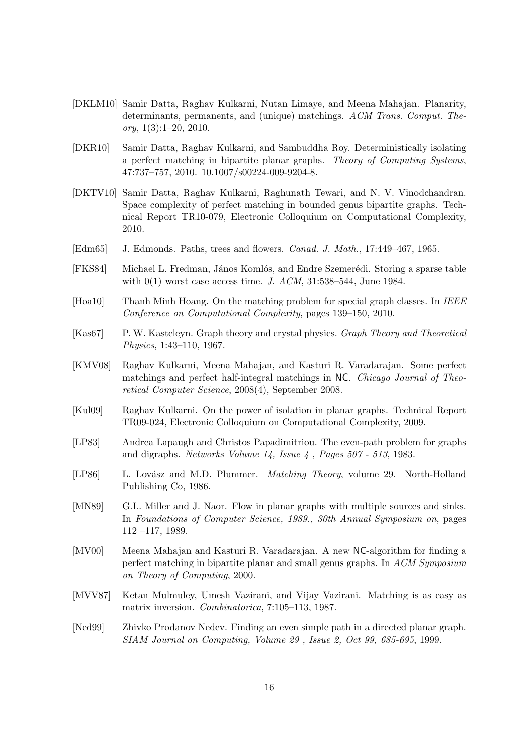[DKLM10] Samir Datta, Raghav Kulkarni, Nutan Limaye, and Meena Mahajan. Planarity, determinants, permanents, and (unique) matchings. *ACM Trans. Comput. Theory*, 1(3):1–20, 2010.

[DKR10] Samir Datta, Raghav Kulkarni, and Sambuddha Roy. Deterministically isolating a perfect matching in bipartite planar graphs. *Theory of Computing Systems*, 47:737–757, 2010. 10.1007/s00224-009-9204-8.

[DKTV10] Samir Datta, Raghav Kulkarni, Raghunath Tewari, and N. V. Vinodchandran. Space complexity of perfect matching in bounded genus bipartite graphs. Technical Report TR10-079, Electronic Colloquium on Computational Complexity, 2010.

[Edm65] J. Edmonds. Paths, trees and flowers. *Canad. J. Math.*, 17:449–467, 1965.

[FKS84] Michael L. Fredman, János Komlós, and Endre Szemerédi. Storing a sparse table with 0(1) worst case access time. *J. ACM*, 31:538–544, June 1984.

[Hoa10] Thanh Minh Hoang. On the matching problem for special graph classes. In *IEEE Conference on Computational Complexity*, pages 139–150, 2010.

[Kas67] P. W. Kasteleyn. Graph theory and crystal physics. *Graph Theory and Theoretical Physics*, 1:43–110, 1967.

[KMV08] Raghav Kulkarni, Meena Mahajan, and Kasturi R. Varadarajan. Some perfect matchings and perfect half-integral matchings in NC. *Chicago Journal of Theoretical Computer Science*, 2008(4), September 2008.

[Kul09] Raghav Kulkarni. On the power of isolation in planar graphs. Technical Report TR09-024, Electronic Colloquium on Computational Complexity, 2009.

[LP83] Andrea Lapaugh and Christos Papadimitriou. The even-path problem for graphs and digraphs. *Networks Volume 14, Issue 4 , Pages 507 - 513*, 1983.

[LP86] L. Lovász and M.D. Plummer. *Matching Theory*, volume 29. North-Holland Publishing Co, 1986.

[MN89] G.L. Miller and J. Naor. Flow in planar graphs with multiple sources and sinks. In *Foundations of Computer Science, 1989., 30th Annual Symposium on*, pages 112 –117, 1989.

[MV00] Meena Mahajan and Kasturi R. Varadarajan. A new NC-algorithm for finding a perfect matching in bipartite planar and small genus graphs. In *ACM Symposium on Theory of Computing*, 2000.

[MVV87] Ketan Mulmuley, Umesh Vazirani, and Vijay Vazirani. Matching is as easy as matrix inversion. *Combinatorica*, 7:105–113, 1987.

[Ned99] Zhivko Prodanov Nedev. Finding an even simple path in a directed planar graph. *SIAM Journal on Computing, Volume 29 , Issue 2, Oct 99, 685-695*, 1999.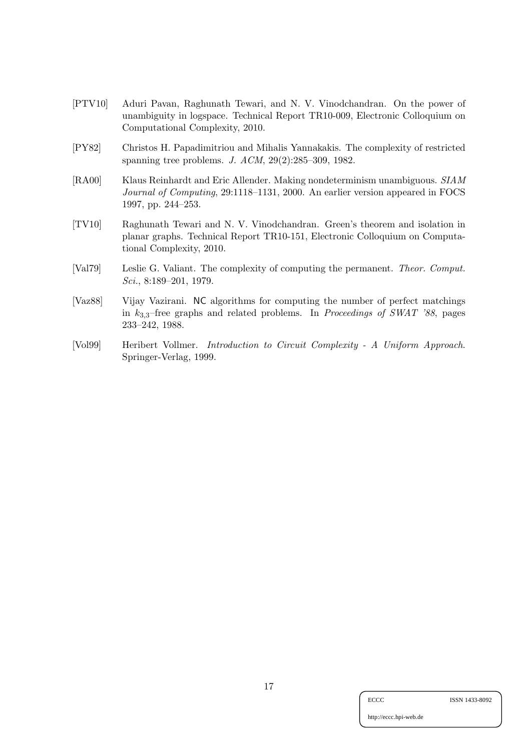[PTV10] Aduri Pavan, Raghunath Tewari, and N. V. Vinodchandran. On the power of unambiguity in logspace. Technical Report TR10-009, Electronic Colloquium on Computational Complexity, 2010.

[PY82] Christos H. Papadimitriou and Mihalis Yannakakis. The complexity of restricted spanning tree problems. *J. ACM*, 29(2):285–309, 1982.

[RA00] Klaus Reinhardt and Eric Allender. Making nondeterminism unambiguous. *SIAM Journal of Computing*, 29:1118–1131, 2000. An earlier version appeared in FOCS 1997, pp. 244–253.

[TV10] Raghunath Tewari and N. V. Vinodchandran. Green's theorem and isolation in planar graphs. Technical Report TR10-151, Electronic Colloquium on Computational Complexity, 2010.

[Val79] Leslie G. Valiant. The complexity of computing the permanent. *Theor. Comput. Sci.*, 8:189–201, 1979.

[Vaz88] Vijay Vazirani. NC algorithms for computing the number of perfect matchings in $k_{3,3}$–free graphs and related problems. In *Proceedings of SWAT '88*, pages 233–242, 1988.

[Vol99] Heribert Vollmer. *Introduction to Circuit Complexity - A Uniform Approach*. Springer-Verlag, 1999.

ECCC ISSN 1433-8092

http://eccc.hpi-web.de